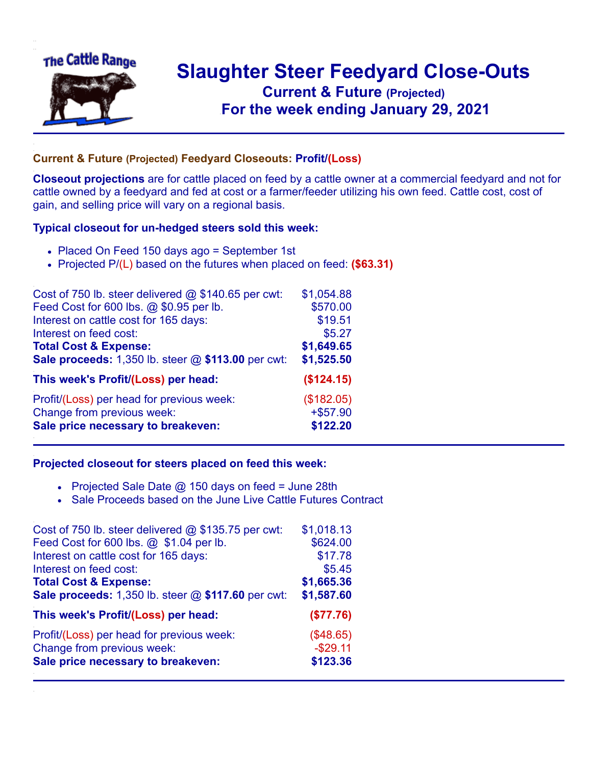# Slaughter Steer Feedyard Close-Outs

## Current & Future (Projected)

## For the week ending January 29, 2021

### Current & Future (Projected) Feedyard Closeouts: Profit/(Loss)

**Closeout projections** are for cattle placed on feed by a cattle owner at a commercial feedyard and not for cattle owned by a feedyard and fed at cost or a farmer/feeder utilizing his own feed. Cattle cost, cost of gain, and selling price will vary on a regional basis.

### Typical closeout for un-hedged steers sold this week:

- Placed On Feed 150 days ago = September 1st
- Projected P/(L) based on the futures when placed on feed: **($63.31)**

| | |
|---|---|
| Cost of 750 lb. steer delivered @ $140.65 per cwt: | $1,054.88 |
| Feed Cost for 600 lbs. @ $0.95 per lb. | $570.00 |
| Interest on cattle cost for 165 days: | $19.51 |
| Interest on feed cost: | $5.27 |
| **Total Cost & Expense:** | **$1,649.65** |
| **Sale proceeds:** 1,350 lb. steer @ **$113.00** per cwt: | **$1,525.50** |
| **This week's Profit/(Loss) per head:** | **($124.15)** |
| Profit/(Loss) per head for previous week: | ($182.05) |
| Change from previous week: | +$57.90 |
| **Sale price necessary to breakeven:** | **$122.20** |

### Projected closeout for steers placed on feed this week:

- Projected Sale Date @ 150 days on feed = June 28th
- Sale Proceeds based on the June Live Cattle Futures Contract

| | |
|---|---|
| Cost of 750 lb. steer delivered @ $135.75 per cwt: | $1,018.13 |
| Feed Cost for 600 lbs. @ $1.04 per lb. | $624.00 |
| Interest on cattle cost for 165 days: | $17.78 |
| Interest on feed cost: | $5.45 |
| **Total Cost & Expense:** | **$1,665.36** |
| **Sale proceeds:** 1,350 lb. steer @ **$117.60** per cwt: | **$1,587.60** |
| **This week's Profit/(Loss) per head:** | **($77.76)** |
| Profit/(Loss) per head for previous week: | ($48.65) |
| Change from previous week: | -$29.11 |
| **Sale price necessary to breakeven:** | **$123.36** |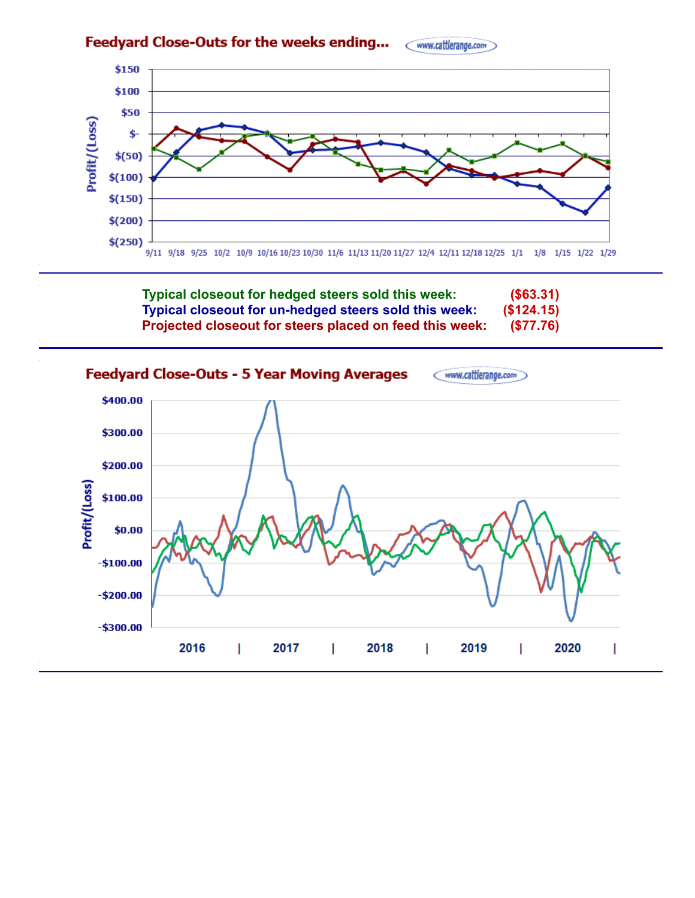## Feedyard Close-Outs for the weeks ending...

www.cattlerange.com

$150
$100
$50
$-
$(50)
$(100)
$(150)
$(200)
$(250)

Profit/(Loss)

9/11 9/18 9/25 10/2 10/9 10/16 10/23 10/30 11/6 11/13 11/20 11/27 12/4 12/11 12/18 12/25 1/1 1/8 1/15 1/22 1/29

---

**Typical closeout for hedged steers sold this week: ($63.31)**

**Typical closeout for un-hedged steers sold this week: ($124.15)**

**Projected closeout for steers placed on feed this week: ($77.76)**

---

## Feedyard Close-Outs - 5 Year Moving Averages

www.cattlerange.com

$400.00
$300.00
$200.00
$100.00
$0.00
-$100.00
-$200.00
-$300.00

Profit/(Loss)

2016 | 2017 | 2018 | 2019 | 2020 |